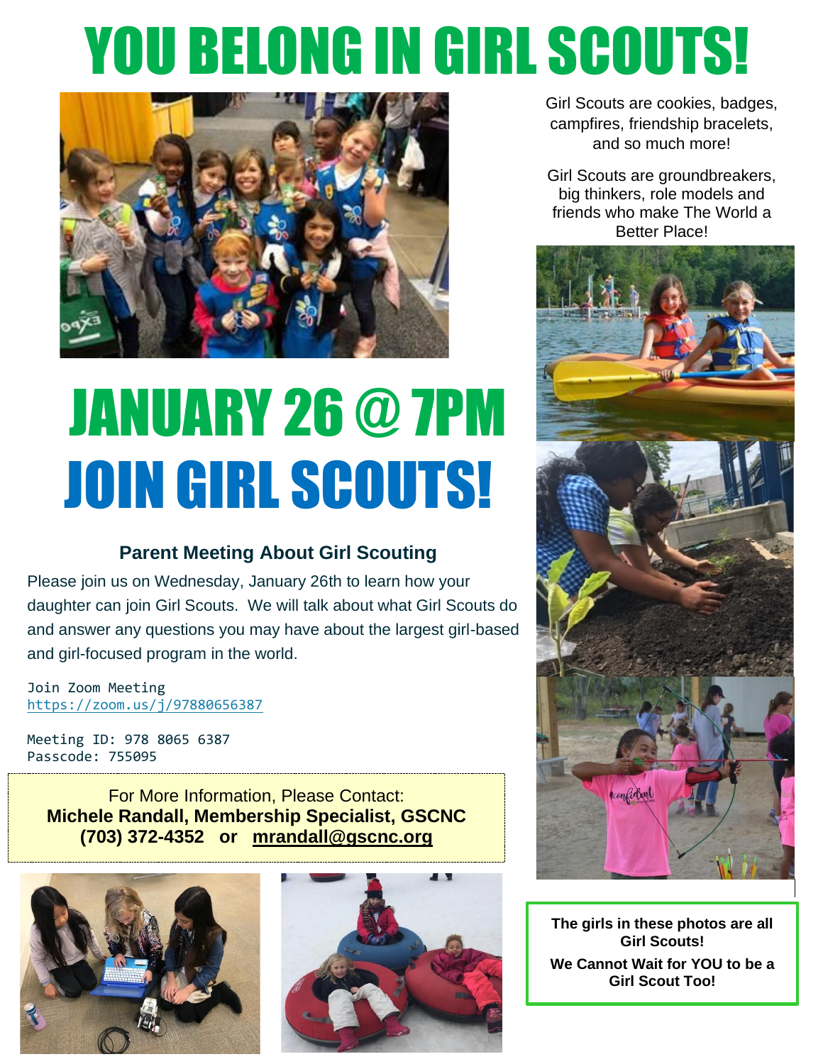# YOU BELONG IN GIRL SCOUTS!

Girl Scouts are cookies, badges, campfires, friendship bracelets, and so much more!

Girl Scouts are groundbreakers, big thinkers, role models and friends who make The World a Better Place!

# JANUARY 26 @ 7PM

# JOIN GIRL SCOUTS!

### Parent Meeting About Girl Scouting

Please join us on Wednesday, January 26th to learn how your daughter can join Girl Scouts. We will talk about what Girl Scouts do and answer any questions you may have about the largest girl-based and girl-focused program in the world.

Join Zoom Meeting
https://zoom.us/j/97880656387

Meeting ID: 978 8065 6387
Passcode: 755095

For More Information, Please Contact:
**Michele Randall, Membership Specialist, GSCNC**
**(703) 372-4352 or mrandall@gscnc.org**

**The girls in these photos are all Girl Scouts!**

**We Cannot Wait for YOU to be a Girl Scout Too!**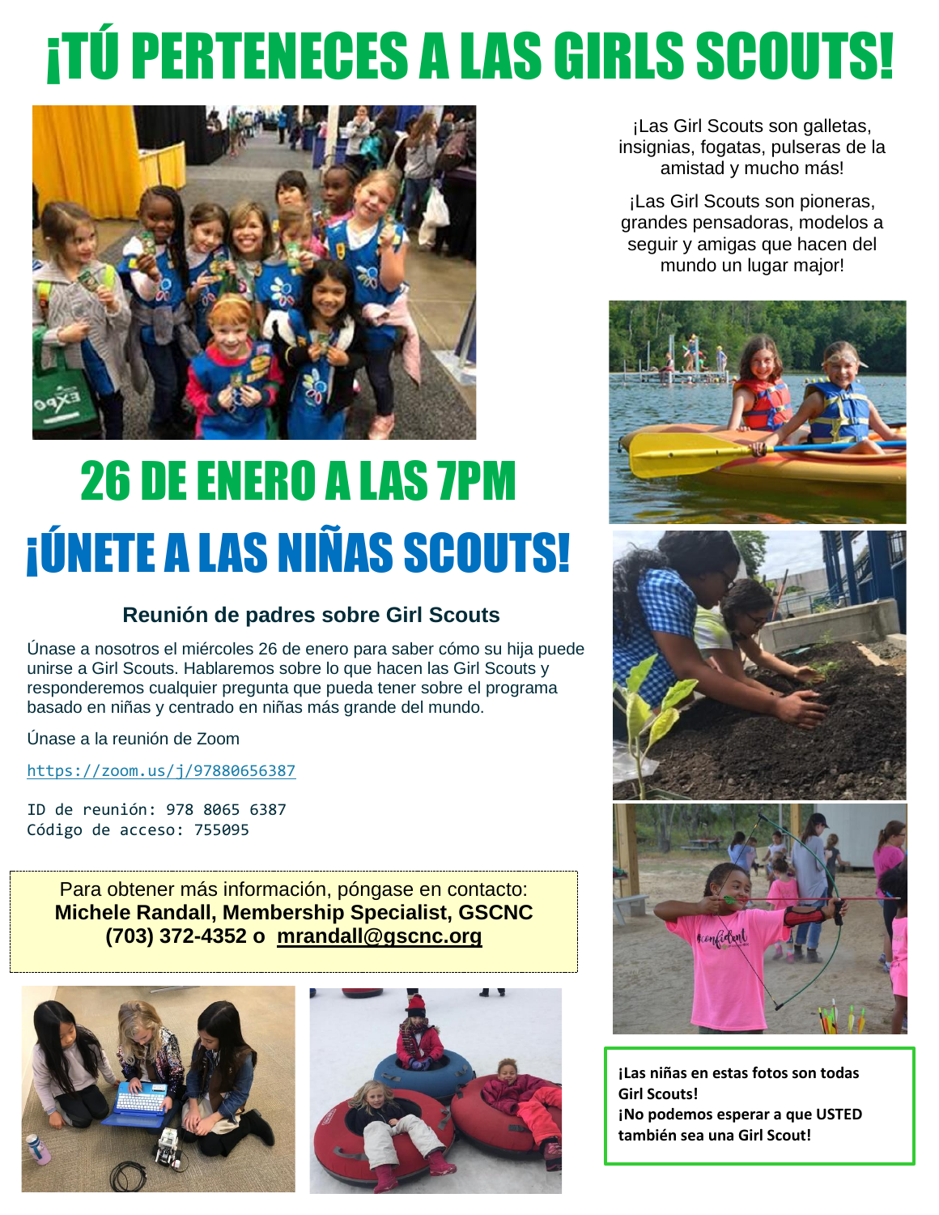# ¡TÚ PERTENECES A LAS GIRLS SCOUTS!

¡Las Girl Scouts son galletas, insignias, fogatas, pulseras de la amistad y mucho más!

¡Las Girl Scouts son pioneras, grandes pensadoras, modelos a seguir y amigas que hacen del mundo un lugar major!

## 26 DE ENERO A LAS 7PM

## ¡ÚNETE A LAS NIÑAS SCOUTS!

### Reunión de padres sobre Girl Scouts

Únase a nosotros el miércoles 26 de enero para saber cómo su hija puede unirse a Girl Scouts. Hablaremos sobre lo que hacen las Girl Scouts y responderemos cualquier pregunta que pueda tener sobre el programa basado en niñas y centrado en niñas más grande del mundo.

Únase a la reunión de Zoom

https://zoom.us/j/97880656387

ID de reunión: 978 8065 6387
Código de acceso: 755095

Para obtener más información, póngase en contacto:
**Michele Randall, Membership Specialist, GSCNC**
**(703) 372-4352 o mrandall@gscnc.org**

**¡Las niñas en estas fotos son todas Girl Scouts!**
**¡No podemos esperar a que USTED también sea una Girl Scout!**